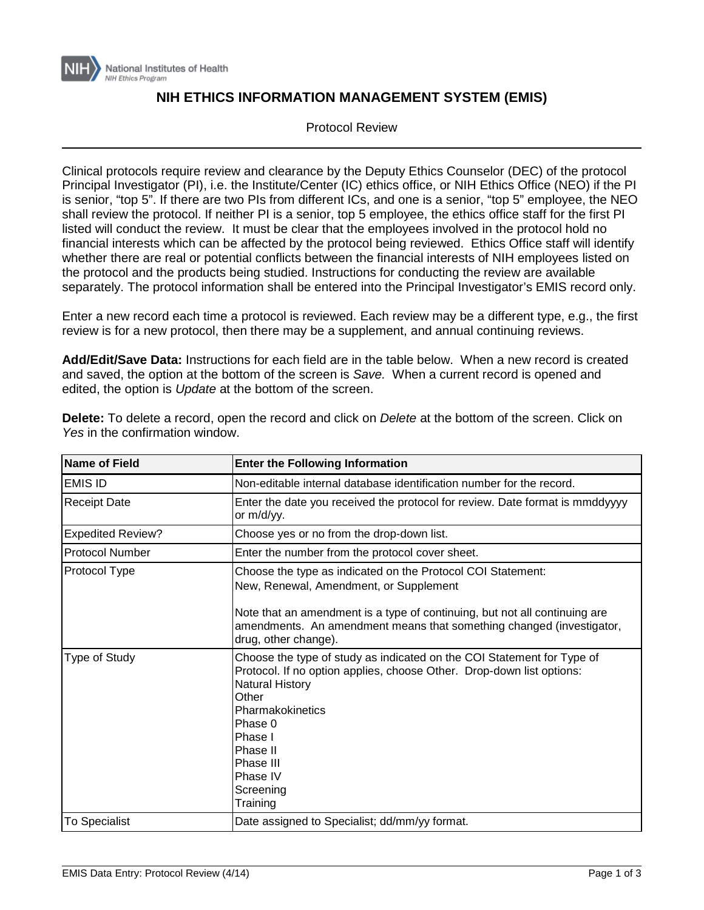# NIH ETHICS INFORMATION MANAGEMENT SYSTEM (EMIS)

Protocol Review

Clinical protocols require review and clearance by the Deputy Ethics Counselor (DEC) of the protocol Principal Investigator (PI), i.e. the Institute/Center (IC) ethics office, or NIH Ethics Office (NEO) if the PI is senior, "top 5". If there are two PIs from different ICs, and one is a senior, "top 5" employee, the NEO shall review the protocol. If neither PI is a senior, top 5 employee, the ethics office staff for the first PI listed will conduct the review. It must be clear that the employees involved in the protocol hold no financial interests which can be affected by the protocol being reviewed. Ethics Office staff will identify whether there are real or potential conflicts between the financial interests of NIH employees listed on the protocol and the products being studied. Instructions for conducting the review are available separately. The protocol information shall be entered into the Principal Investigator's EMIS record only.

Enter a new record each time a protocol is reviewed. Each review may be a different type, e.g., the first review is for a new protocol, then there may be a supplement, and annual continuing reviews.

**Add/Edit/Save Data:** Instructions for each field are in the table below. When a new record is created and saved, the option at the bottom of the screen is *Save.* When a current record is opened and edited, the option is *Update* at the bottom of the screen.

**Delete:** To delete a record, open the record and click on *Delete* at the bottom of the screen. Click on *Yes* in the confirmation window.

| Name of Field | Enter the Following Information |
|---|---|
| EMIS ID | Non-editable internal database identification number for the record. |
| Receipt Date | Enter the date you received the protocol for review. Date format is mmddyyyy or m/d/yy. |
| Expedited Review? | Choose yes or no from the drop-down list. |
| Protocol Number | Enter the number from the protocol cover sheet. |
| Protocol Type | Choose the type as indicated on the Protocol COI Statement:<br>New, Renewal, Amendment, or Supplement<br><br>Note that an amendment is a type of continuing, but not all continuing are amendments. An amendment means that something changed (investigator, drug, other change). |
| Type of Study | Choose the type of study as indicated on the COI Statement for Type of Protocol. If no option applies, choose Other. Drop-down list options:<br>Natural History<br>Other<br>Pharmakokinetics<br>Phase 0<br>Phase I<br>Phase II<br>Phase III<br>Phase IV<br>Screening<br>Training |
| To Specialist | Date assigned to Specialist; dd/mm/yy format. |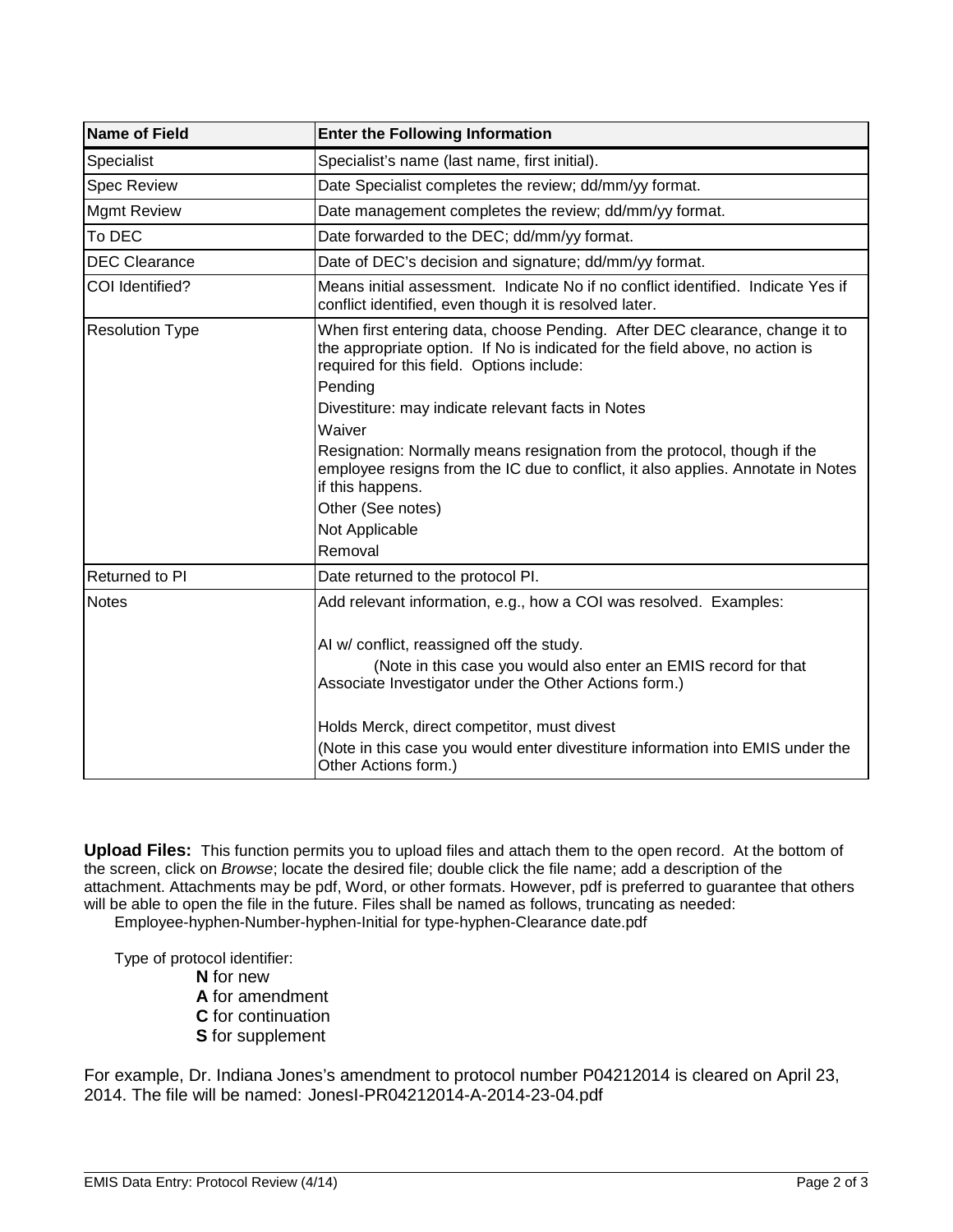| Name of Field | Enter the Following Information |
|---|---|
| Specialist | Specialist's name (last name, first initial). |
| Spec Review | Date Specialist completes the review; dd/mm/yy format. |
| Mgmt Review | Date management completes the review; dd/mm/yy format. |
| To DEC | Date forwarded to the DEC; dd/mm/yy format. |
| DEC Clearance | Date of DEC's decision and signature; dd/mm/yy format. |
| COI Identified? | Means initial assessment. Indicate No if no conflict identified. Indicate Yes if conflict identified, even though it is resolved later. |
| Resolution Type | When first entering data, choose Pending. After DEC clearance, change it to the appropriate option. If No is indicated for the field above, no action is required for this field. Options include:<br>Pending<br>Divestiture: may indicate relevant facts in Notes<br>Waiver<br>Resignation: Normally means resignation from the protocol, though if the employee resigns from the IC due to conflict, it also applies. Annotate in Notes if this happens.<br>Other (See notes)<br>Not Applicable<br>Removal |
| Returned to PI | Date returned to the protocol PI. |
| Notes | Add relevant information, e.g., how a COI was resolved. Examples:<br><br>AI w/ conflict, reassigned off the study.<br>(Note in this case you would also enter an EMIS record for that Associate Investigator under the Other Actions form.)<br><br>Holds Merck, direct competitor, must divest<br>(Note in this case you would enter divestiture information into EMIS under the Other Actions form.) |

**Upload Files:** This function permits you to upload files and attach them to the open record. At the bottom of the screen, click on *Browse*; locate the desired file; double click the file name; add a description of the attachment. Attachments may be pdf, Word, or other formats. However, pdf is preferred to guarantee that others will be able to open the file in the future. Files shall be named as follows, truncating as needed:

Employee-hyphen-Number-hyphen-Initial for type-hyphen-Clearance date.pdf

Type of protocol identifier:

- **N** for new
- **A** for amendment
- **C** for continuation
- **S** for supplement

For example, Dr. Indiana Jones's amendment to protocol number P04212014 is cleared on April 23, 2014. The file will be named: JonesI-PR04212014-A-2014-23-04.pdf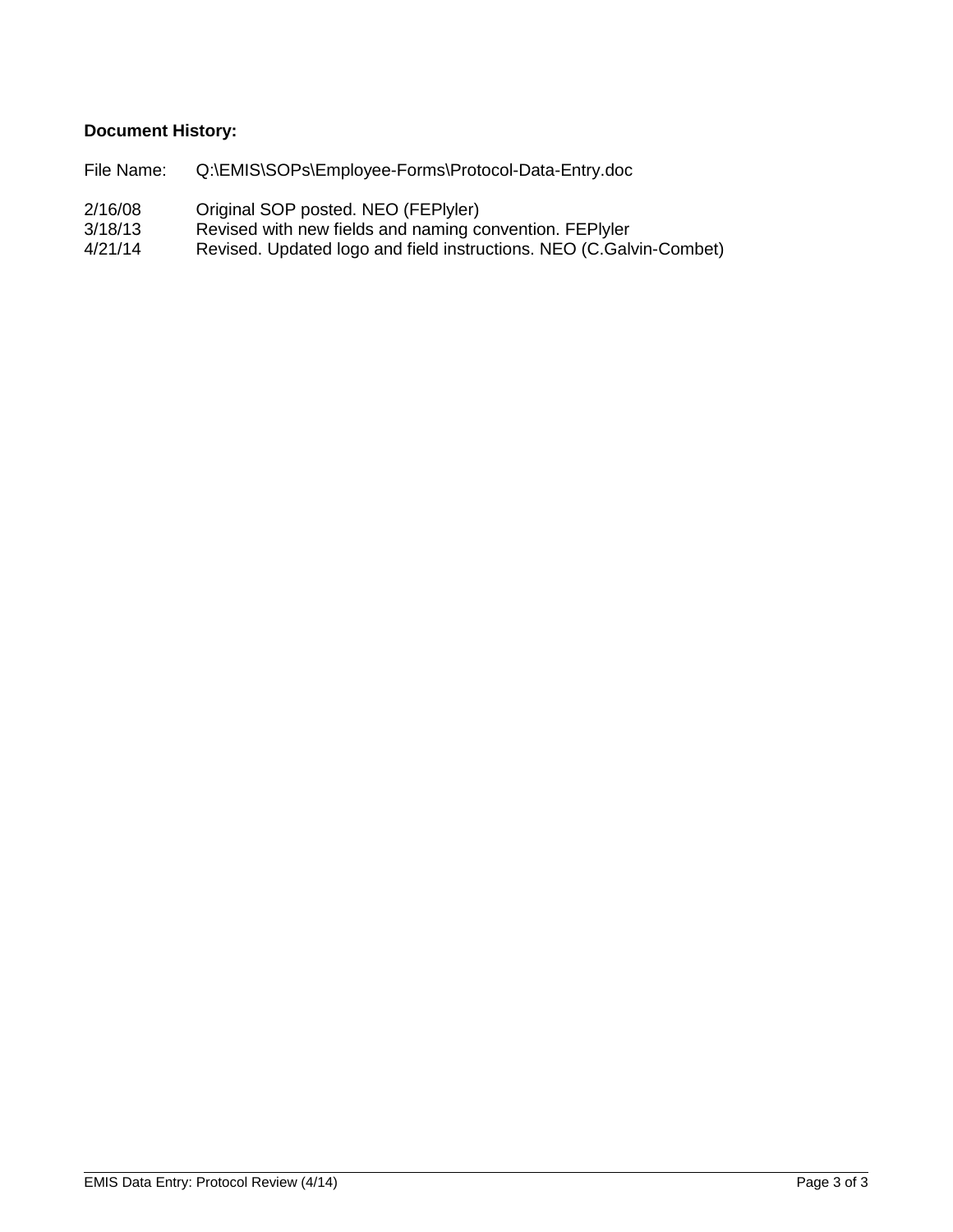**Document History:**

File Name: Q:\EMIS\SOPs\Employee-Forms\Protocol-Data-Entry.doc

| | |
|---|---|
| 2/16/08 | Original SOP posted. NEO (FEPlyler) |
| 3/18/13 | Revised with new fields and naming convention. FEPlyler |
| 4/21/14 | Revised. Updated logo and field instructions. NEO (C.Galvin-Combet) |